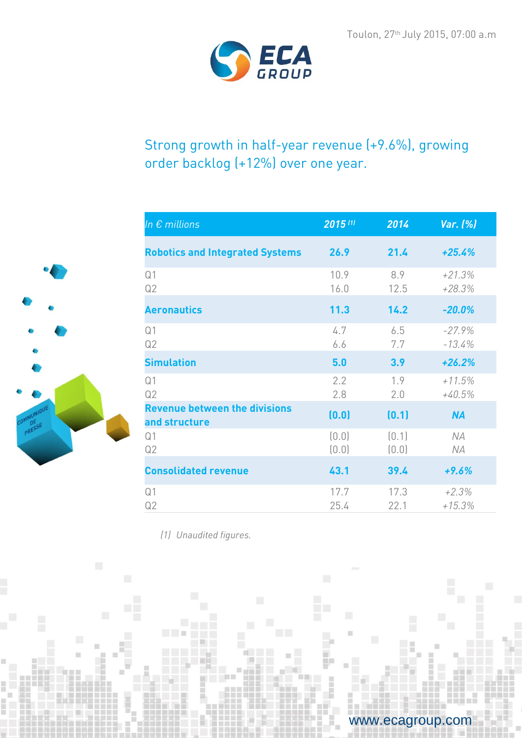Toulon, 27th July 2015, 07:00 a.m

# Strong growth in half-year revenue (+9.6%), growing order backlog (+12%) over one year.

| In € millions | 2015 [1] | 2014 | Var. (%) |
|---|---|---|---|
| **Robotics and Integrated Systems** | **26.9** | **21.4** | ***+25.4%*** |
| Q1 | 10.9 | 8.9 | *+21.3%* |
| Q2 | 16.0 | 12.5 | *+28.3%* |
| **Aeronautics** | **11.3** | **14.2** | ***-20.0%*** |
| Q1 | 4.7 | 6.5 | *-27.9%* |
| Q2 | 6.6 | 7.7 | *-13.4%* |
| **Simulation** | **5.0** | **3.9** | ***+26.2%*** |
| Q1 | 2.2 | 1.9 | *+11.5%* |
| Q2 | 2.8 | 2.0 | *+40.5%* |
| **Revenue between the divisions and structure** | **(0.0)** | **(0.1)** | ***NA*** |
| Q1 | (0.0) | (0.1) | *NA* |
| Q2 | (0.0) | (0.0) | *NA* |
| **Consolidated revenue** | **43.1** | **39.4** | ***+9.6%*** |
| Q1 | 17.7 | 17.3 | *+2.3%* |
| Q2 | 25.4 | 22.1 | *+15.3%* |

*(1) Unaudited figures.*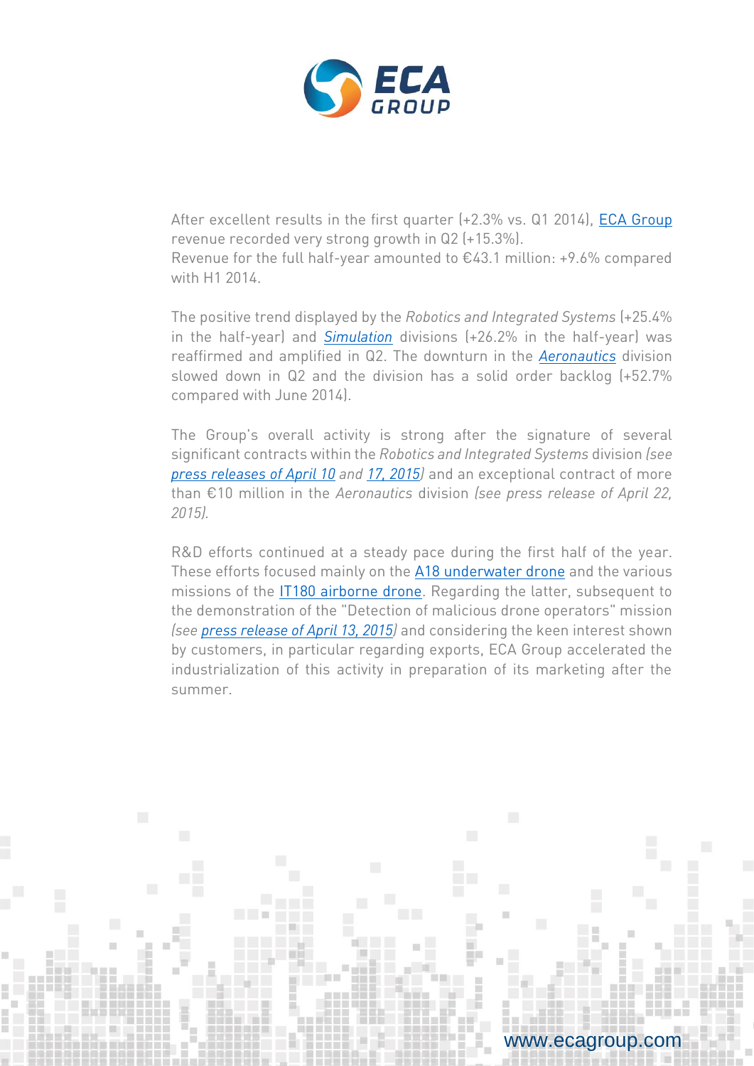After excellent results in the first quarter (+2.3% vs. Q1 2014), ECA Group revenue recorded very strong growth in Q2 (+15.3%).
Revenue for the full half-year amounted to €43.1 million: +9.6% compared with H1 2014.

The positive trend displayed by the *Robotics and Integrated Systems* (+25.4% in the half-year) and *Simulation* divisions (+26.2% in the half-year) was reaffirmed and amplified in Q2. The downturn in the *Aeronautics* division slowed down in Q2 and the division has a solid order backlog (+52.7% compared with June 2014).

The Group's overall activity is strong after the signature of several significant contracts within the *Robotics and Integrated Systems* division *(see press releases of April 10 and 17, 2015)* and an exceptional contract of more than €10 million in the *Aeronautics* division *(see press release of April 22, 2015)*.

R&D efforts continued at a steady pace during the first half of the year. These efforts focused mainly on the A18 underwater drone and the various missions of the IT180 airborne drone. Regarding the latter, subsequent to the demonstration of the "Detection of malicious drone operators" mission *(see press release of April 13, 2015)* and considering the keen interest shown by customers, in particular regarding exports, ECA Group accelerated the industrialization of this activity in preparation of its marketing after the summer.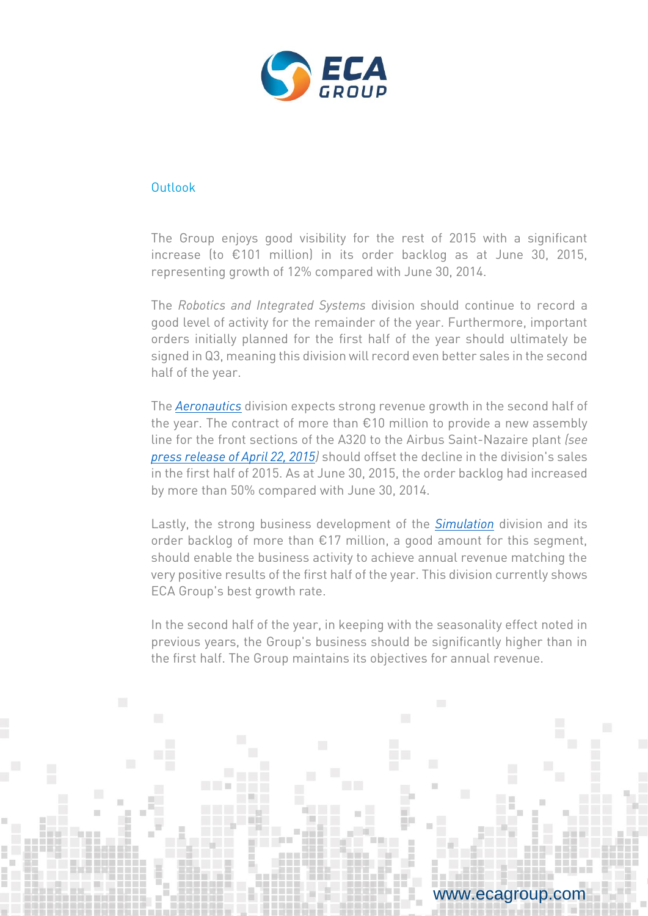## Outlook

The Group enjoys good visibility for the rest of 2015 with a significant increase (to €101 million) in its order backlog as at June 30, 2015, representing growth of 12% compared with June 30, 2014.

The *Robotics and Integrated Systems* division should continue to record a good level of activity for the remainder of the year. Furthermore, important orders initially planned for the first half of the year should ultimately be signed in Q3, meaning this division will record even better sales in the second half of the year.

The *Aeronautics* division expects strong revenue growth in the second half of the year. The contract of more than €10 million to provide a new assembly line for the front sections of the A320 to the Airbus Saint-Nazaire plant *(see press release of April 22, 2015)* should offset the decline in the division's sales in the first half of 2015. As at June 30, 2015, the order backlog had increased by more than 50% compared with June 30, 2014.

Lastly, the strong business development of the *Simulation* division and its order backlog of more than €17 million, a good amount for this segment, should enable the business activity to achieve annual revenue matching the very positive results of the first half of the year. This division currently shows ECA Group's best growth rate.

In the second half of the year, in keeping with the seasonality effect noted in previous years, the Group's business should be significantly higher than in the first half. The Group maintains its objectives for annual revenue.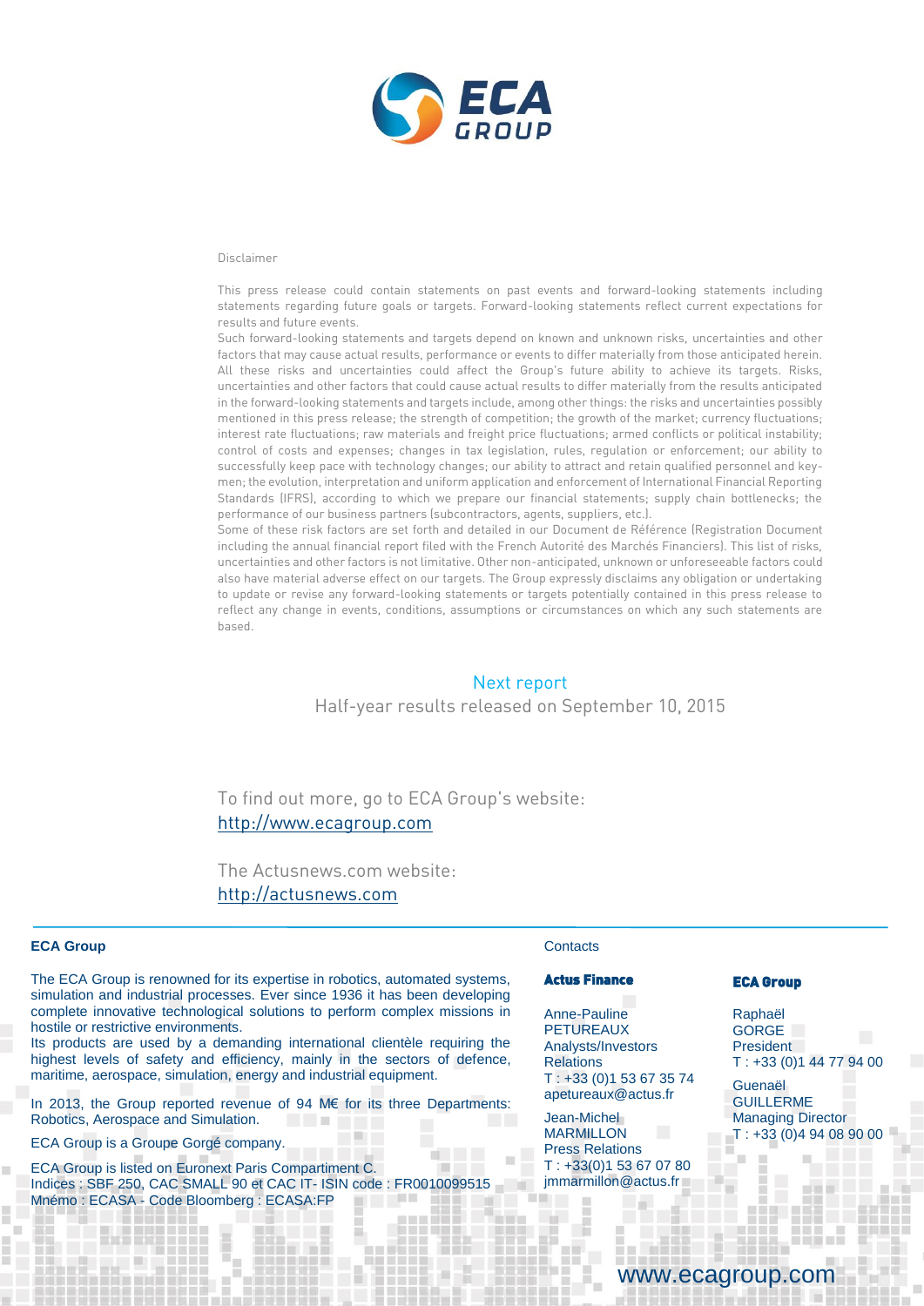Disclaimer

This press release could contain statements on past events and forward-looking statements including statements regarding future goals or targets. Forward-looking statements reflect current expectations for results and future events.
Such forward-looking statements and targets depend on known and unknown risks, uncertainties and other factors that may cause actual results, performance or events to differ materially from those anticipated herein. All these risks and uncertainties could affect the Group's future ability to achieve its targets. Risks, uncertainties and other factors that could cause actual results to differ materially from the results anticipated in the forward-looking statements and targets include, among other things: the risks and uncertainties possibly mentioned in this press release; the strength of competition; the growth of the market; currency fluctuations; interest rate fluctuations; raw materials and freight price fluctuations; armed conflicts or political instability; control of costs and expenses; changes in tax legislation, rules, regulation or enforcement; our ability to successfully keep pace with technology changes; our ability to attract and retain qualified personnel and key-men; the evolution, interpretation and uniform application and enforcement of International Financial Reporting Standards (IFRS), according to which we prepare our financial statements; supply chain bottlenecks; the performance of our business partners (subcontractors, agents, suppliers, etc.).
Some of these risk factors are set forth and detailed in our Document de Référence (Registration Document including the annual financial report filed with the French Autorité des Marchés Financiers). This list of risks, uncertainties and other factors is not limitative. Other non-anticipated, unknown or unforeseeable factors could also have material adverse effect on our targets. The Group expressly disclaims any obligation or undertaking to update or revise any forward-looking statements or targets potentially contained in this press release to reflect any change in events, conditions, assumptions or circumstances on which any such statements are based.

## Next report

Half-year results released on September 10, 2015

To find out more, go to ECA Group's website:
http://www.ecagroup.com

The Actusnews.com website:
http://actusnews.com

### ECA Group

The ECA Group is renowned for its expertise in robotics, automated systems, simulation and industrial processes. Ever since 1936 it has been developing complete innovative technological solutions to perform complex missions in hostile or restrictive environments.
Its products are used by a demanding international clientèle requiring the highest levels of safety and efficiency, mainly in the sectors of defence, maritime, aerospace, simulation, energy and industrial equipment.

In 2013, the Group reported revenue of 94 M€ for its three Departments: Robotics, Aerospace and Simulation.

ECA Group is a Groupe Gorgé company.

ECA Group is listed on Euronext Paris Compartiment C.
Indices : SBF 250, CAC SMALL 90 et CAC IT- ISIN code : FR0010099515
Mnémo : ECASA - Code Bloomberg : ECASA:FP

### Contacts

**Actus Finance**

Anne-Pauline PETUREAUX
Analysts/Investors Relations
T : +33 (0)1 53 67 35 74
apetureaux@actus.fr

Jean-Michel MARMILLON
Press Relations
T : +33(0)1 53 67 07 80
jmmarmillon@actus.fr

**ECA Group**

Raphaël GORGE
President
T : +33 (0)1 44 77 94 00

Guenaël GUILLERME
Managing Director
T : +33 (0)4 94 08 90 00

www.ecagroup.com